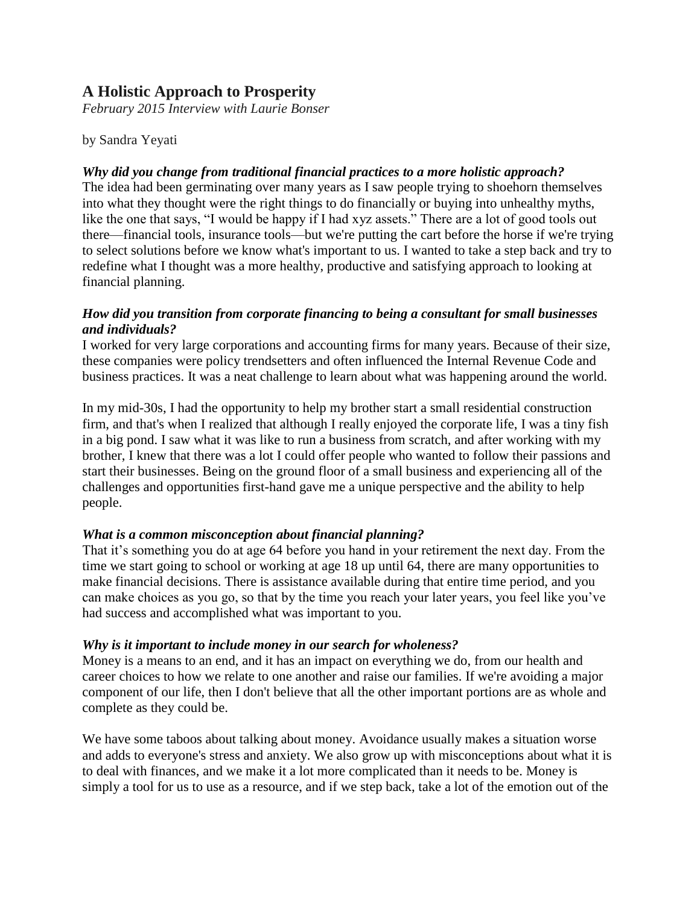# A Holistic Approach to Prosperity

*February 2015 Interview with Laurie Bonser*

by Sandra Yeyati

***Why did you change from traditional financial practices to a more holistic approach?***

The idea had been germinating over many years as I saw people trying to shoehorn themselves into what they thought were the right things to do financially or buying into unhealthy myths, like the one that says, "I would be happy if I had xyz assets." There are a lot of good tools out there—financial tools, insurance tools—but we're putting the cart before the horse if we're trying to select solutions before we know what's important to us. I wanted to take a step back and try to redefine what I thought was a more healthy, productive and satisfying approach to looking at financial planning.

***How did you transition from corporate financing to being a consultant for small businesses and individuals?***

I worked for very large corporations and accounting firms for many years. Because of their size, these companies were policy trendsetters and often influenced the Internal Revenue Code and business practices. It was a neat challenge to learn about what was happening around the world.

In my mid-30s, I had the opportunity to help my brother start a small residential construction firm, and that's when I realized that although I really enjoyed the corporate life, I was a tiny fish in a big pond. I saw what it was like to run a business from scratch, and after working with my brother, I knew that there was a lot I could offer people who wanted to follow their passions and start their businesses. Being on the ground floor of a small business and experiencing all of the challenges and opportunities first-hand gave me a unique perspective and the ability to help people.

***What is a common misconception about financial planning?***

That it's something you do at age 64 before you hand in your retirement the next day. From the time we start going to school or working at age 18 up until 64, there are many opportunities to make financial decisions. There is assistance available during that entire time period, and you can make choices as you go, so that by the time you reach your later years, you feel like you've had success and accomplished what was important to you.

***Why is it important to include money in our search for wholeness?***

Money is a means to an end, and it has an impact on everything we do, from our health and career choices to how we relate to one another and raise our families. If we're avoiding a major component of our life, then I don't believe that all the other important portions are as whole and complete as they could be.

We have some taboos about talking about money. Avoidance usually makes a situation worse and adds to everyone's stress and anxiety. We also grow up with misconceptions about what it is to deal with finances, and we make it a lot more complicated than it needs to be. Money is simply a tool for us to use as a resource, and if we step back, take a lot of the emotion out of the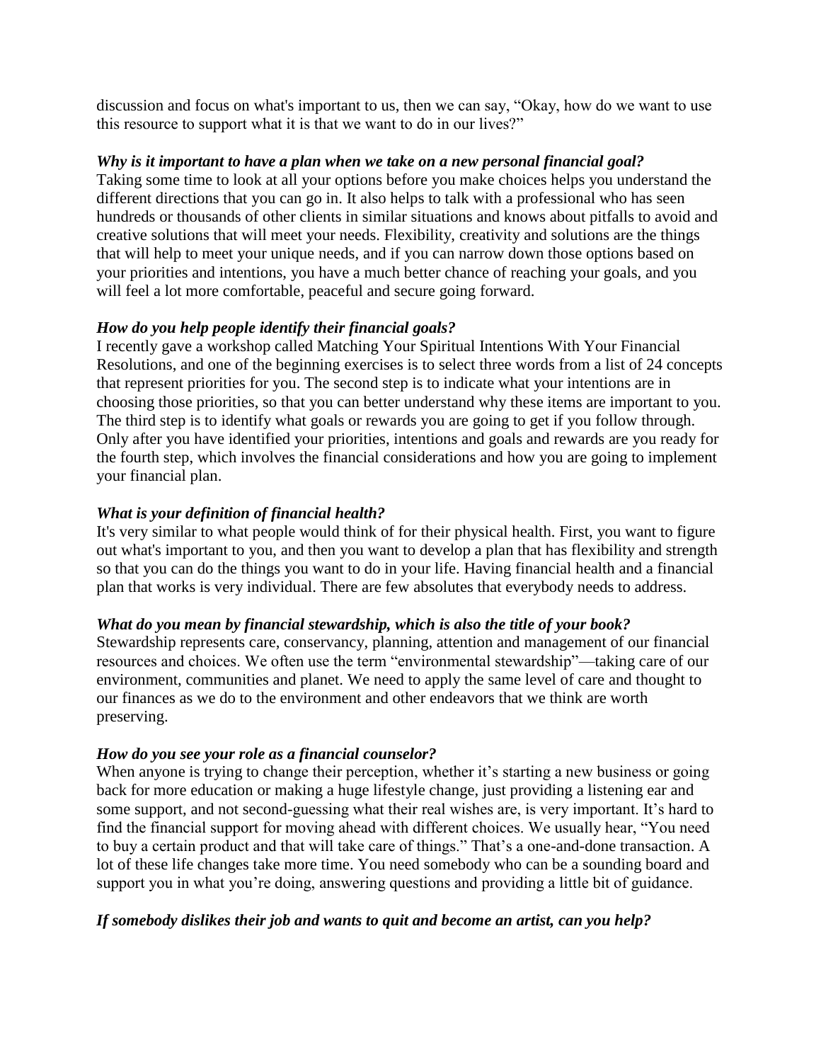discussion and focus on what's important to us, then we can say, "Okay, how do we want to use this resource to support what it is that we want to do in our lives?"

***Why is it important to have a plan when we take on a new personal financial goal?***
Taking some time to look at all your options before you make choices helps you understand the different directions that you can go in. It also helps to talk with a professional who has seen hundreds or thousands of other clients in similar situations and knows about pitfalls to avoid and creative solutions that will meet your needs. Flexibility, creativity and solutions are the things that will help to meet your unique needs, and if you can narrow down those options based on your priorities and intentions, you have a much better chance of reaching your goals, and you will feel a lot more comfortable, peaceful and secure going forward.

***How do you help people identify their financial goals?***
I recently gave a workshop called Matching Your Spiritual Intentions With Your Financial Resolutions, and one of the beginning exercises is to select three words from a list of 24 concepts that represent priorities for you. The second step is to indicate what your intentions are in choosing those priorities, so that you can better understand why these items are important to you. The third step is to identify what goals or rewards you are going to get if you follow through. Only after you have identified your priorities, intentions and goals and rewards are you ready for the fourth step, which involves the financial considerations and how you are going to implement your financial plan.

***What is your definition of financial health?***
It's very similar to what people would think of for their physical health. First, you want to figure out what's important to you, and then you want to develop a plan that has flexibility and strength so that you can do the things you want to do in your life. Having financial health and a financial plan that works is very individual. There are few absolutes that everybody needs to address.

***What do you mean by financial stewardship, which is also the title of your book?***
Stewardship represents care, conservancy, planning, attention and management of our financial resources and choices. We often use the term "environmental stewardship"—taking care of our environment, communities and planet. We need to apply the same level of care and thought to our finances as we do to the environment and other endeavors that we think are worth preserving.

***How do you see your role as a financial counselor?***
When anyone is trying to change their perception, whether it's starting a new business or going back for more education or making a huge lifestyle change, just providing a listening ear and some support, and not second-guessing what their real wishes are, is very important. It's hard to find the financial support for moving ahead with different choices. We usually hear, "You need to buy a certain product and that will take care of things." That's a one-and-done transaction. A lot of these life changes take more time. You need somebody who can be a sounding board and support you in what you're doing, answering questions and providing a little bit of guidance.

***If somebody dislikes their job and wants to quit and become an artist, can you help?***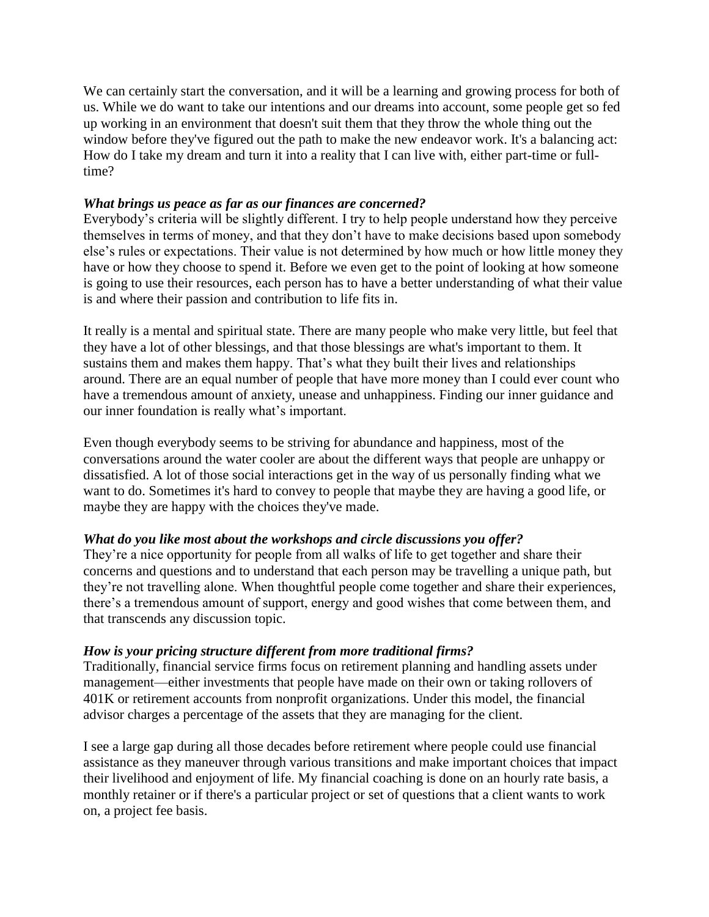We can certainly start the conversation, and it will be a learning and growing process for both of us. While we do want to take our intentions and our dreams into account, some people get so fed up working in an environment that doesn't suit them that they throw the whole thing out the window before they've figured out the path to make the new endeavor work. It's a balancing act: How do I take my dream and turn it into a reality that I can live with, either part-time or full-time?

***What brings us peace as far as our finances are concerned?***

Everybody's criteria will be slightly different. I try to help people understand how they perceive themselves in terms of money, and that they don't have to make decisions based upon somebody else's rules or expectations. Their value is not determined by how much or how little money they have or how they choose to spend it. Before we even get to the point of looking at how someone is going to use their resources, each person has to have a better understanding of what their value is and where their passion and contribution to life fits in.

It really is a mental and spiritual state. There are many people who make very little, but feel that they have a lot of other blessings, and that those blessings are what's important to them. It sustains them and makes them happy. That's what they built their lives and relationships around. There are an equal number of people that have more money than I could ever count who have a tremendous amount of anxiety, unease and unhappiness. Finding our inner guidance and our inner foundation is really what's important.

Even though everybody seems to be striving for abundance and happiness, most of the conversations around the water cooler are about the different ways that people are unhappy or dissatisfied. A lot of those social interactions get in the way of us personally finding what we want to do. Sometimes it's hard to convey to people that maybe they are having a good life, or maybe they are happy with the choices they've made.

***What do you like most about the workshops and circle discussions you offer?***

They're a nice opportunity for people from all walks of life to get together and share their concerns and questions and to understand that each person may be travelling a unique path, but they're not travelling alone. When thoughtful people come together and share their experiences, there's a tremendous amount of support, energy and good wishes that come between them, and that transcends any discussion topic.

***How is your pricing structure different from more traditional firms?***

Traditionally, financial service firms focus on retirement planning and handling assets under management—either investments that people have made on their own or taking rollovers of 401K or retirement accounts from nonprofit organizations. Under this model, the financial advisor charges a percentage of the assets that they are managing for the client.

I see a large gap during all those decades before retirement where people could use financial assistance as they maneuver through various transitions and make important choices that impact their livelihood and enjoyment of life. My financial coaching is done on an hourly rate basis, a monthly retainer or if there's a particular project or set of questions that a client wants to work on, a project fee basis.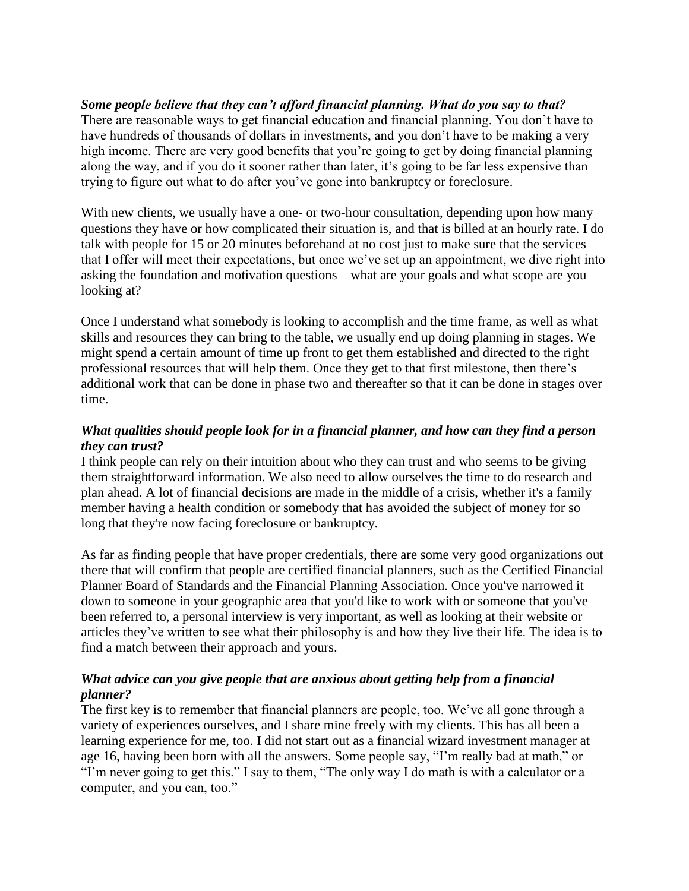***Some people believe that they can't afford financial planning. What do you say to that?***

There are reasonable ways to get financial education and financial planning. You don't have to have hundreds of thousands of dollars in investments, and you don't have to be making a very high income. There are very good benefits that you're going to get by doing financial planning along the way, and if you do it sooner rather than later, it's going to be far less expensive than trying to figure out what to do after you've gone into bankruptcy or foreclosure.

With new clients, we usually have a one- or two-hour consultation, depending upon how many questions they have or how complicated their situation is, and that is billed at an hourly rate. I do talk with people for 15 or 20 minutes beforehand at no cost just to make sure that the services that I offer will meet their expectations, but once we've set up an appointment, we dive right into asking the foundation and motivation questions—what are your goals and what scope are you looking at?

Once I understand what somebody is looking to accomplish and the time frame, as well as what skills and resources they can bring to the table, we usually end up doing planning in stages. We might spend a certain amount of time up front to get them established and directed to the right professional resources that will help them. Once they get to that first milestone, then there's additional work that can be done in phase two and thereafter so that it can be done in stages over time.

***What qualities should people look for in a financial planner, and how can they find a person they can trust?***

I think people can rely on their intuition about who they can trust and who seems to be giving them straightforward information. We also need to allow ourselves the time to do research and plan ahead. A lot of financial decisions are made in the middle of a crisis, whether it's a family member having a health condition or somebody that has avoided the subject of money for so long that they're now facing foreclosure or bankruptcy.

As far as finding people that have proper credentials, there are some very good organizations out there that will confirm that people are certified financial planners, such as the Certified Financial Planner Board of Standards and the Financial Planning Association. Once you've narrowed it down to someone in your geographic area that you'd like to work with or someone that you've been referred to, a personal interview is very important, as well as looking at their website or articles they've written to see what their philosophy is and how they live their life. The idea is to find a match between their approach and yours.

***What advice can you give people that are anxious about getting help from a financial planner?***

The first key is to remember that financial planners are people, too. We've all gone through a variety of experiences ourselves, and I share mine freely with my clients. This has all been a learning experience for me, too. I did not start out as a financial wizard investment manager at age 16, having been born with all the answers. Some people say, "I'm really bad at math," or "I'm never going to get this." I say to them, "The only way I do math is with a calculator or a computer, and you can, too."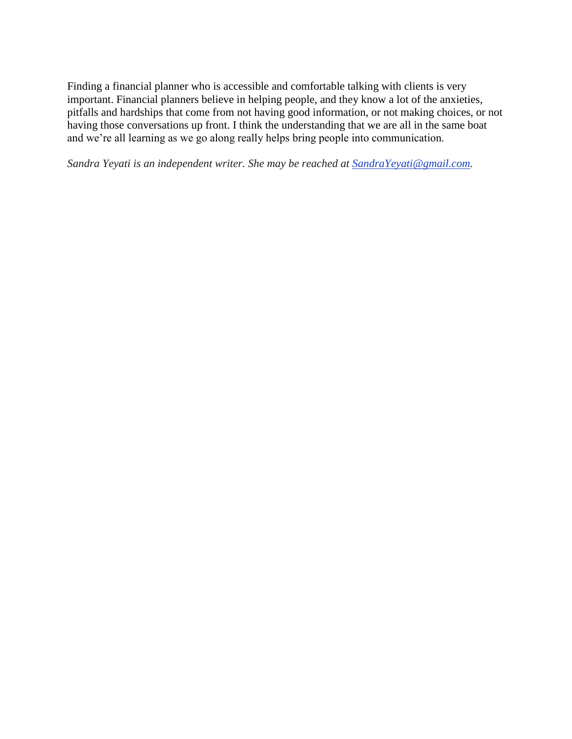Finding a financial planner who is accessible and comfortable talking with clients is very important. Financial planners believe in helping people, and they know a lot of the anxieties, pitfalls and hardships that come from not having good information, or not making choices, or not having those conversations up front. I think the understanding that we are all in the same boat and we're all learning as we go along really helps bring people into communication.

*Sandra Yeyati is an independent writer. She may be reached at [SandraYeyati@gmail.com](mailto:SandraYeyati@gmail.com).*